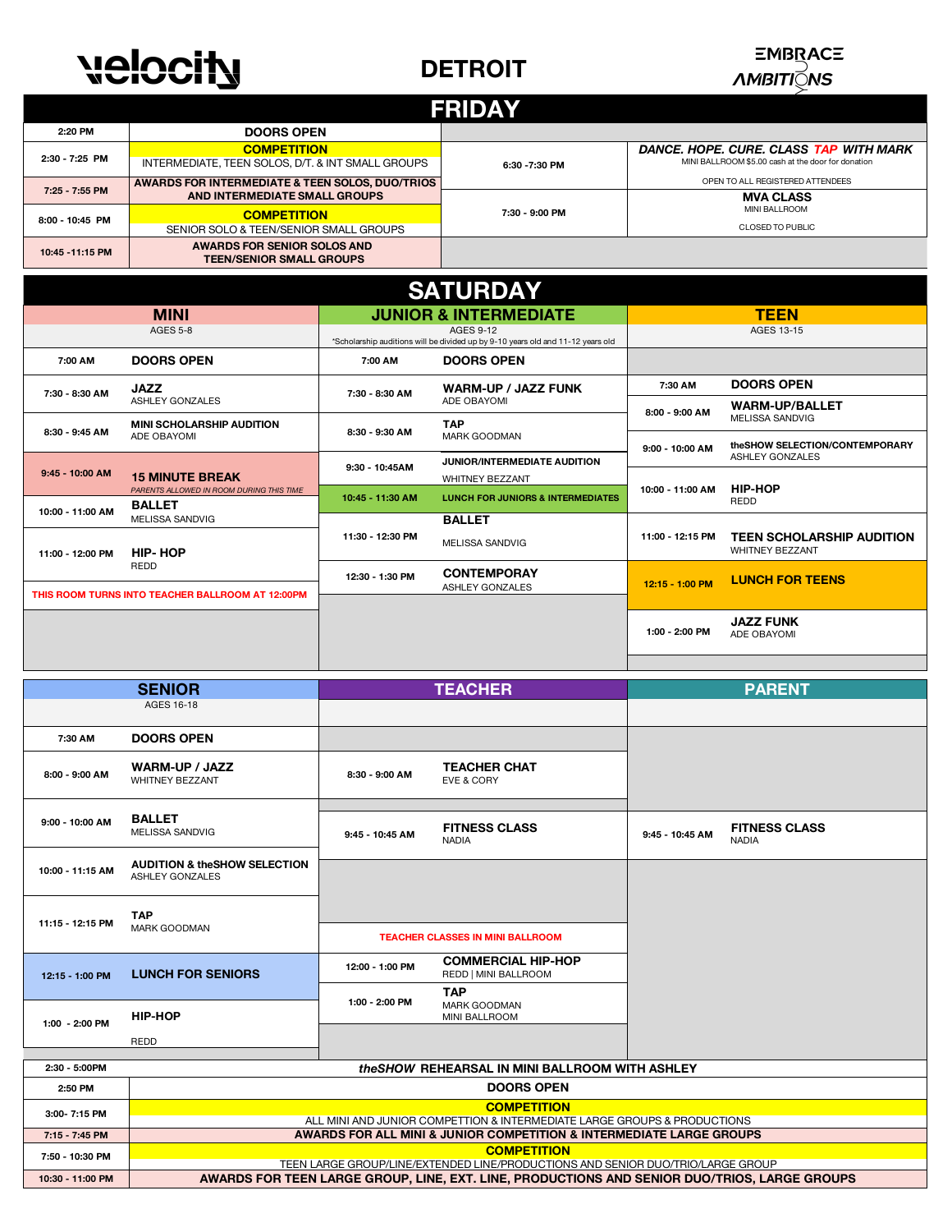# velocity — DETROIT — EMBRACE AMBITIONS

## FRIDAY

| Time | Event | Time | Event |
|---|---|---|---|
| 2:20 PM | DOORS OPEN | | |
| 2:30 - 7:25 PM | **COMPETITION** INTERMEDIATE, TEEN SOLOS, D/T. & INT SMALL GROUPS | 6:30 -7:30 PM | *DANCE. HOPE. CURE. CLASS TAP WITH MARK* MINI BALLROOM $5.00 cash at the door for donation. OPEN TO ALL REGISTERED ATTENDEES |
| 7:25 - 7:55 PM | AWARDS FOR INTERMEDIATE & TEEN SOLOS, DUO/TRIOS AND INTERMEDIATE SMALL GROUPS | | |
| 8:00 - 10:45 PM | **COMPETITION** SENIOR SOLO & TEEN/SENIOR SMALL GROUPS | 7:30 - 9:00 PM | **MVA CLASS** MINI BALLROOM. CLOSED TO PUBLIC |
| 10:45 -11:15 PM | AWARDS FOR SENIOR SOLOS AND TEEN/SENIOR SMALL GROUPS | | |

## SATURDAY

| MINI (AGES 5-8) | | JUNIOR & INTERMEDIATE (AGES 9-12 *Scholarship auditions will be divided up by 9-10 years old and 11-12 years old) | | TEEN (AGES 13-15) | |
|---|---|---|---|---|---|
| 7:00 AM | DOORS OPEN | 7:00 AM | DOORS OPEN | 7:30 AM | DOORS OPEN |
| 7:30 - 8:30 AM | JAZZ — ASHLEY GONZALES | 7:30 - 8:30 AM | WARM-UP / JAZZ FUNK — ADE OBAYOMI | 8:00 - 9:00 AM | WARM-UP/BALLET — MELISSA SANDVIG |
| 8:30 - 9:45 AM | MINI SCHOLARSHIP AUDITION — ADE OBAYOMI | 8:30 - 9:30 AM | TAP — MARK GOODMAN | 9:00 - 10:00 AM | theSHOW SELECTION/CONTEMPORARY — ASHLEY GONZALES |
| 9:45 - 10:00 AM | 15 MINUTE BREAK — *PARENTS ALLOWED IN ROOM DURING THIS TIME* | 9:30 - 10:45AM | JUNIOR/INTERMEDIATE AUDITION — WHITNEY BEZZANT | 10:00 - 11:00 AM | HIP-HOP — REDD |
| 10:00 - 11:00 AM | BALLET — MELISSA SANDVIG | 10:45 - 11:30 AM | LUNCH FOR JUNIORS & INTERMEDIATES | | |
| 11:00 - 12:00 PM | HIP- HOP — REDD | 11:30 - 12:30 PM | BALLET — MELISSA SANDVIG | 11:00 - 12:15 PM | TEEN SCHOLARSHIP AUDITION — WHITNEY BEZZANT |
| THIS ROOM TURNS INTO TEACHER BALLROOM AT 12:00PM | | 12:30 - 1:30 PM | CONTEMPORAY — ASHLEY GONZALES | 12:15 - 1:00 PM | LUNCH FOR TEENS |
| | | | | 1:00 - 2:00 PM | JAZZ FUNK — ADE OBAYOMI |

| SENIOR (AGES 16-18) | | TEACHER | | PARENT | |
|---|---|---|---|---|---|
| 7:30 AM | DOORS OPEN | | | | |
| 8:00 - 9:00 AM | WARM-UP / JAZZ — WHITNEY BEZZANT | 8:30 - 9:00 AM | TEACHER CHAT — EVE & CORY | | |
| 9:00 - 10:00 AM | BALLET — MELISSA SANDVIG | 9:45 - 10:45 AM | FITNESS CLASS — NADIA | 9:45 - 10:45 AM | FITNESS CLASS — NADIA |
| 10:00 - 11:15 AM | AUDITION & theSHOW SELECTION — ASHLEY GONZALES | | | | |
| 11:15 - 12:15 PM | TAP — MARK GOODMAN | TEACHER CLASSES IN MINI BALLROOM | | | |
| 12:15 - 1:00 PM | LUNCH FOR SENIORS | 12:00 - 1:00 PM | COMMERCIAL HIP-HOP — REDD \| MINI BALLROOM | | |
| 1:00 - 2:00 PM | HIP-HOP — REDD | 1:00 - 2:00 PM | TAP — MARK GOODMAN, MINI BALLROOM | | |

| Time | Event |
|---|---|
| 2:30 - 5:00PM | *theSHOW* REHEARSAL IN MINI BALLROOM WITH ASHLEY |
| 2:50 PM | DOORS OPEN |
| 3:00- 7:15 PM | **COMPETITION** ALL MINI AND JUNIOR COMPETITION & INTERMEDIATE LARGE GROUPS & PRODUCTIONS |
| 7:15 - 7:45 PM | AWARDS FOR ALL MINI & JUNIOR COMPETITION & INTERMEDIATE LARGE GROUPS |
| 7:50 - 10:30 PM | **COMPETITION** TEEN LARGE GROUP/LINE/EXTENDED LINE/PRODUCTIONS AND SENIOR DUO/TRIO/LARGE GROUP |
| 10:30 - 11:00 PM | AWARDS FOR TEEN LARGE GROUP, LINE, EXT. LINE, PRODUCTIONS AND SENIOR DUO/TRIOS, LARGE GROUPS |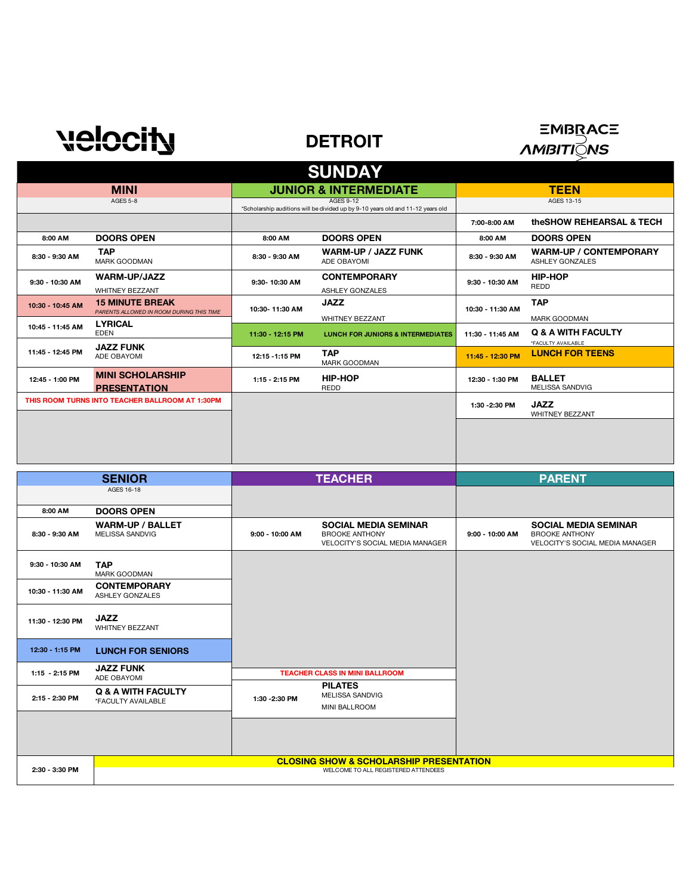velocity

# DETROIT

EMBRACE AMBITIONS

## SUNDAY

### MINI
AGES 5-8

| Time | Class |
|---|---|
| 8:00 AM | DOORS OPEN |
| 8:30 - 9:30 AM | **TAP** MARK GOODMAN |
| 9:30 - 10:30 AM | **WARM-UP/JAZZ** WHITNEY BEZZANT |
| 10:30 - 10:45 AM | **15 MINUTE BREAK** *PARENTS ALLOWED IN ROOM DURING THIS TIME* |
| 10:45 - 11:45 AM | **LYRICAL** EDEN |
| 11:45 - 12:45 PM | **JAZZ FUNK** ADE OBAYOMI |
| 12:45 - 1:00 PM | **MINI SCHOLARSHIP PRESENTATION** |

THIS ROOM TURNS INTO TEACHER BALLROOM AT 1:30PM

### JUNIOR & INTERMEDIATE
AGES 9-12
*Scholarship auditions will be divided up by 9-10 years old and 11-12 years old

| Time | Class |
|---|---|
| 8:00 AM | DOORS OPEN |
| 8:30 - 9:30 AM | **WARM-UP / JAZZ FUNK** ADE OBAYOMI |
| 9:30- 10:30 AM | **CONTEMPORARY** ASHLEY GONZALES |
| 10:30- 11:30 AM | **JAZZ** WHITNEY BEZZANT |
| 11:30 - 12:15 PM | **LUNCH FOR JUNIORS & INTERMEDIATES** |
| 12:15 -1:15 PM | **TAP** MARK GOODMAN |
| 1:15 - 2:15 PM | **HIP-HOP** REDD |

### TEEN
AGES 13-15

| Time | Class |
|---|---|
| 7:00-8:00 AM | **theSHOW REHEARSAL & TECH** |
| 8:00 AM | DOORS OPEN |
| 8:30 - 9:30 AM | **WARM-UP / CONTEMPORARY** ASHLEY GONZALES |
| 9:30 - 10:30 AM | **HIP-HOP** REDD |
| 10:30 - 11:30 AM | **TAP** MARK GOODMAN |
| 11:30 - 11:45 AM | **Q & A WITH FACULTY** *FACULTY AVAILABLE |
| 11:45 - 12:30 PM | **LUNCH FOR TEENS** |
| 12:30 - 1:30 PM | **BALLET** MELISSA SANDVIG |
| 1:30 -2:30 PM | **JAZZ** WHITNEY BEZZANT |

### SENIOR
AGES 16-18

| Time | Class |
|---|---|
| 8:00 AM | DOORS OPEN |
| 8:30 - 9:30 AM | **WARM-UP / BALLET** MELISSA SANDVIG |
| 9:30 - 10:30 AM | **TAP** MARK GOODMAN |
| 10:30 - 11:30 AM | **CONTEMPORARY** ASHLEY GONZALES |
| 11:30 - 12:30 PM | **JAZZ** WHITNEY BEZZANT |
| 12:30 - 1:15 PM | **LUNCH FOR SENIORS** |
| 1:15 - 2:15 PM | **JAZZ FUNK** ADE OBAYOMI |
| 2:15 - 2:30 PM | **Q & A WITH FACULTY** *FACULTY AVAILABLE |

### TEACHER

| Time | Class |
|---|---|
| 9:00 - 10:00 AM | **SOCIAL MEDIA SEMINAR** BROOKE ANTHONY VELOCITY'S SOCIAL MEDIA MANAGER |
| | TEACHER CLASS IN MINI BALLROOM |
| 1:30 -2:30 PM | **PILATES** MELISSA SANDVIG MINI BALLROOM |

### PARENT

| Time | Class |
|---|---|
| 9:00 - 10:00 AM | **SOCIAL MEDIA SEMINAR** BROOKE ANTHONY VELOCITY'S SOCIAL MEDIA MANAGER |

| Time | Event |
|---|---|
| 2:30 - 3:30 PM | **CLOSING SHOW & SCHOLARSHIP PRESENTATION** WELCOME TO ALL REGISTERED ATTENDEES |